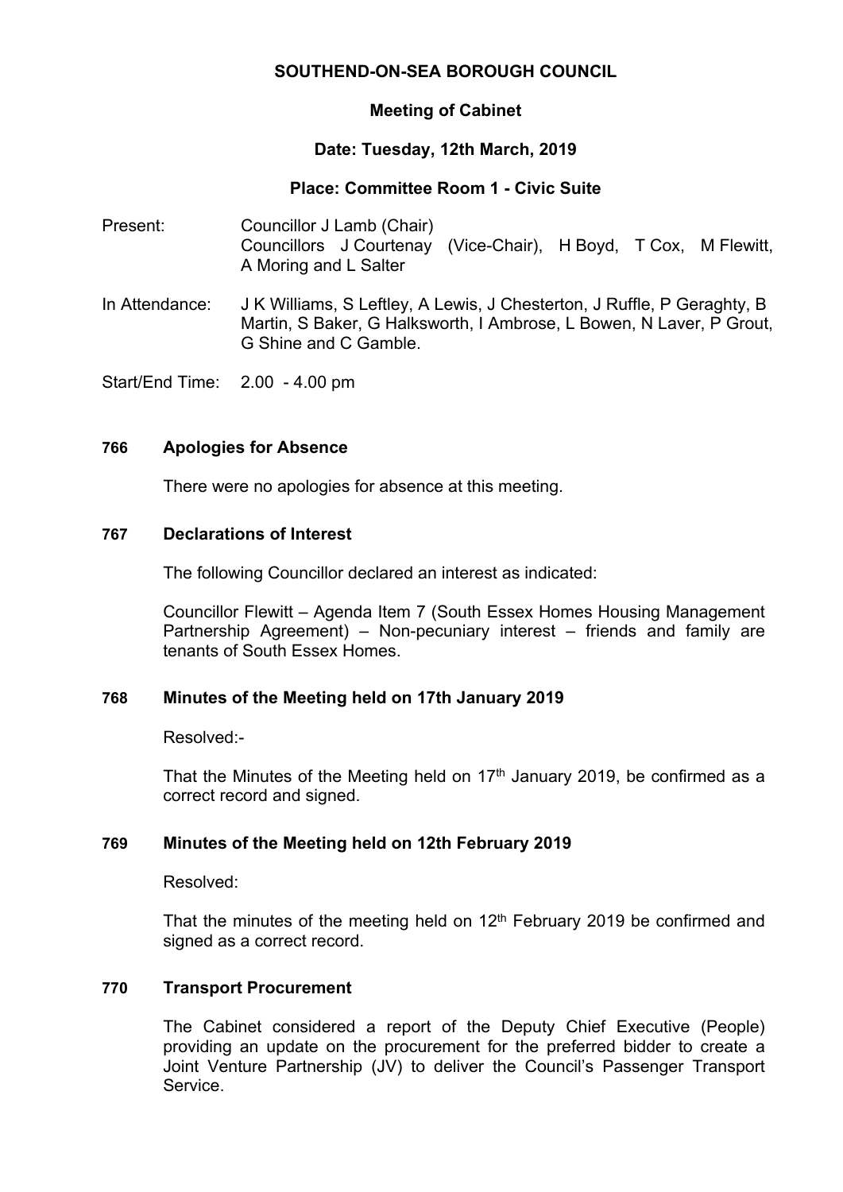# SOUTHEND-ON-SEA BOROUGH COUNCIL

## Meeting of Cabinet

## Date: Tuesday, 12th March, 2019

## Place: Committee Room 1 - Civic Suite

Present: Councillor J Lamb (Chair)
Councillors J Courtenay (Vice-Chair), H Boyd, T Cox, M Flewitt, A Moring and L Salter

In Attendance: J K Williams, S Leftley, A Lewis, J Chesterton, J Ruffle, P Geraghty, B Martin, S Baker, G Halksworth, I Ambrose, L Bowen, N Laver, P Grout, G Shine and C Gamble.

Start/End Time: 2.00 - 4.00 pm

### 766 Apologies for Absence

There were no apologies for absence at this meeting.

### 767 Declarations of Interest

The following Councillor declared an interest as indicated:

Councillor Flewitt – Agenda Item 7 (South Essex Homes Housing Management Partnership Agreement) – Non-pecuniary interest – friends and family are tenants of South Essex Homes.

### 768 Minutes of the Meeting held on 17th January 2019

Resolved:-

That the Minutes of the Meeting held on 17th January 2019, be confirmed as a correct record and signed.

### 769 Minutes of the Meeting held on 12th February 2019

Resolved:

That the minutes of the meeting held on 12th February 2019 be confirmed and signed as a correct record.

### 770 Transport Procurement

The Cabinet considered a report of the Deputy Chief Executive (People) providing an update on the procurement for the preferred bidder to create a Joint Venture Partnership (JV) to deliver the Council's Passenger Transport Service.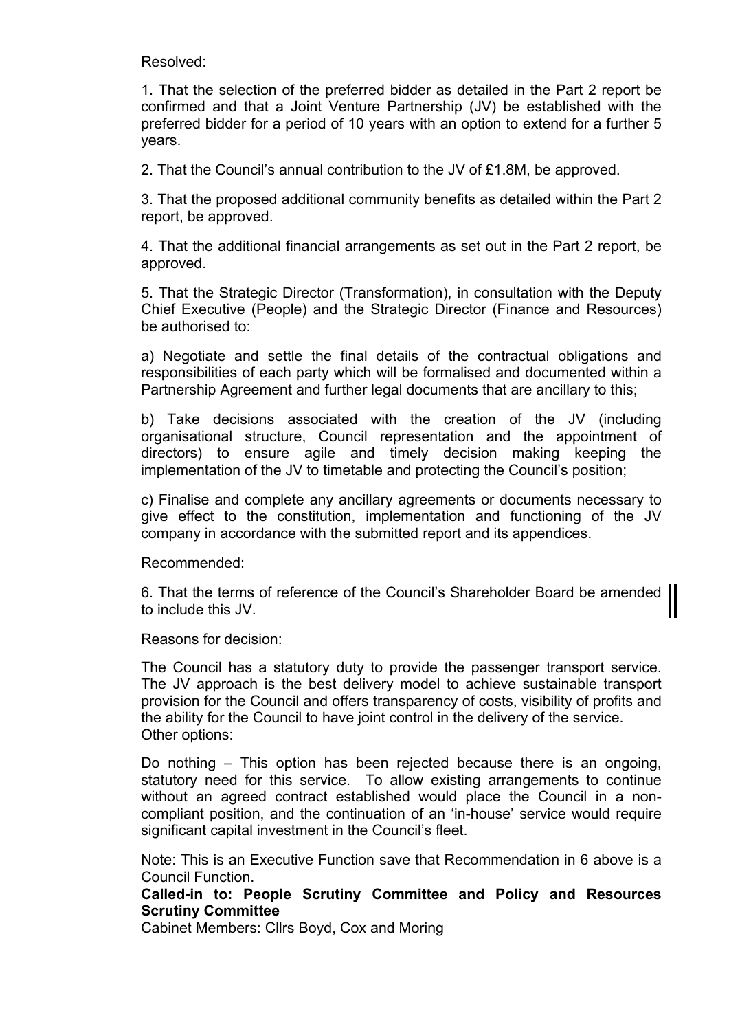Resolved:

1. That the selection of the preferred bidder as detailed in the Part 2 report be confirmed and that a Joint Venture Partnership (JV) be established with the preferred bidder for a period of 10 years with an option to extend for a further 5 years.

2. That the Council's annual contribution to the JV of £1.8M, be approved.

3. That the proposed additional community benefits as detailed within the Part 2 report, be approved.

4. That the additional financial arrangements as set out in the Part 2 report, be approved.

5. That the Strategic Director (Transformation), in consultation with the Deputy Chief Executive (People) and the Strategic Director (Finance and Resources) be authorised to:

a) Negotiate and settle the final details of the contractual obligations and responsibilities of each party which will be formalised and documented within a Partnership Agreement and further legal documents that are ancillary to this;

b) Take decisions associated with the creation of the JV (including organisational structure, Council representation and the appointment of directors) to ensure agile and timely decision making keeping the implementation of the JV to timetable and protecting the Council's position;

c) Finalise and complete any ancillary agreements or documents necessary to give effect to the constitution, implementation and functioning of the JV company in accordance with the submitted report and its appendices.

Recommended:

6. That the terms of reference of the Council's Shareholder Board be amended to include this JV.

Reasons for decision:

The Council has a statutory duty to provide the passenger transport service. The JV approach is the best delivery model to achieve sustainable transport provision for the Council and offers transparency of costs, visibility of profits and the ability for the Council to have joint control in the delivery of the service.

Other options:

Do nothing – This option has been rejected because there is an ongoing, statutory need for this service. To allow existing arrangements to continue without an agreed contract established would place the Council in a non-compliant position, and the continuation of an 'in-house' service would require significant capital investment in the Council's fleet.

Note: This is an Executive Function save that Recommendation in 6 above is a Council Function.

**Called-in to: People Scrutiny Committee and Policy and Resources Scrutiny Committee**

Cabinet Members: Cllrs Boyd, Cox and Moring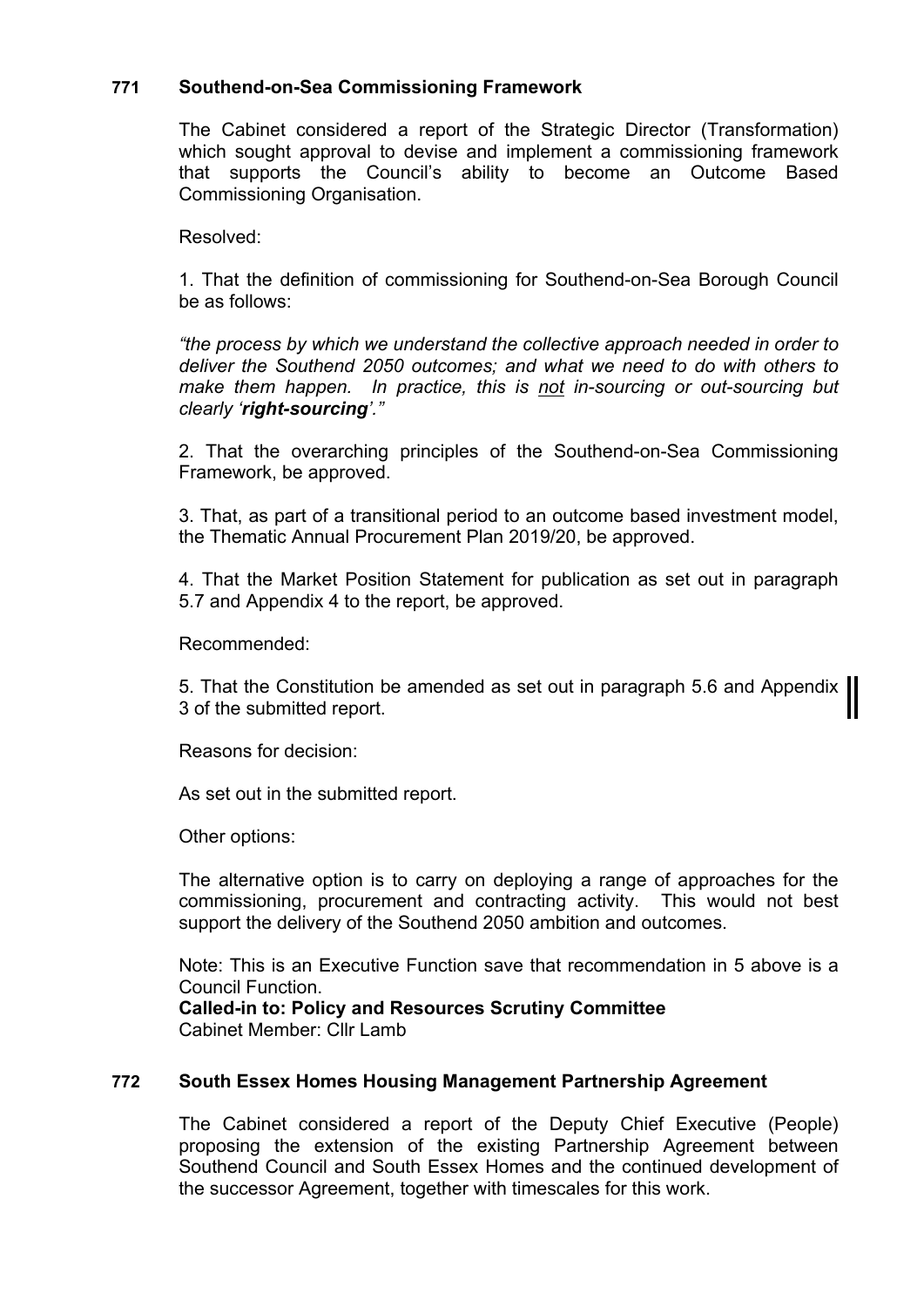## 771 Southend-on-Sea Commissioning Framework

The Cabinet considered a report of the Strategic Director (Transformation) which sought approval to devise and implement a commissioning framework that supports the Council's ability to become an Outcome Based Commissioning Organisation.

Resolved:

1. That the definition of commissioning for Southend-on-Sea Borough Council be as follows:

*"the process by which we understand the collective approach needed in order to deliver the Southend 2050 outcomes; and what we need to do with others to make them happen. In practice, this is <u>not</u> in-sourcing or out-sourcing but clearly '**right-sourcing**'."*

2. That the overarching principles of the Southend-on-Sea Commissioning Framework, be approved.

3. That, as part of a transitional period to an outcome based investment model, the Thematic Annual Procurement Plan 2019/20, be approved.

4. That the Market Position Statement for publication as set out in paragraph 5.7 and Appendix 4 to the report, be approved.

Recommended:

5. That the Constitution be amended as set out in paragraph 5.6 and Appendix 3 of the submitted report.

Reasons for decision:

As set out in the submitted report.

Other options:

The alternative option is to carry on deploying a range of approaches for the commissioning, procurement and contracting activity. This would not best support the delivery of the Southend 2050 ambition and outcomes.

Note: This is an Executive Function save that recommendation in 5 above is a Council Function.
**Called-in to: Policy and Resources Scrutiny Committee**
Cabinet Member: Cllr Lamb

## 772 South Essex Homes Housing Management Partnership Agreement

The Cabinet considered a report of the Deputy Chief Executive (People) proposing the extension of the existing Partnership Agreement between Southend Council and South Essex Homes and the continued development of the successor Agreement, together with timescales for this work.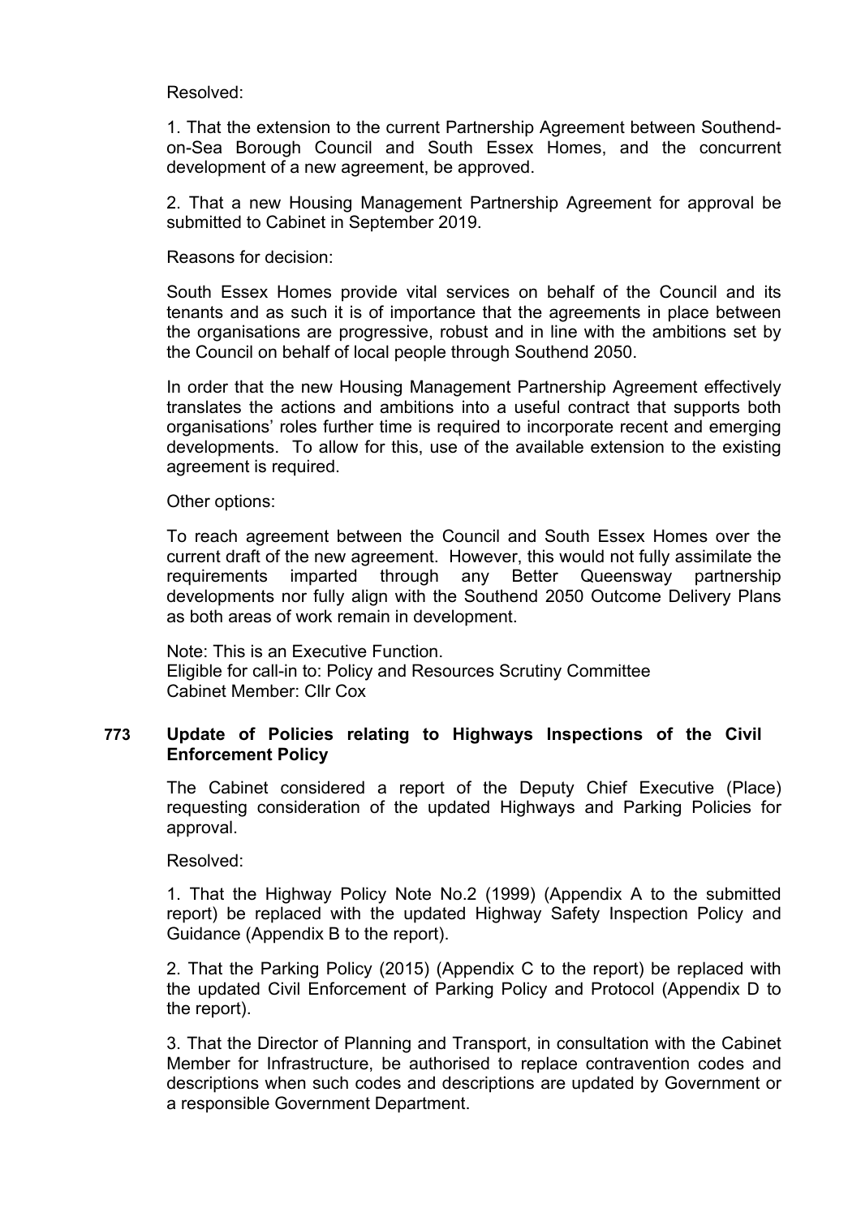Resolved:

1. That the extension to the current Partnership Agreement between Southend-on-Sea Borough Council and South Essex Homes, and the concurrent development of a new agreement, be approved.

2. That a new Housing Management Partnership Agreement for approval be submitted to Cabinet in September 2019.

Reasons for decision:

South Essex Homes provide vital services on behalf of the Council and its tenants and as such it is of importance that the agreements in place between the organisations are progressive, robust and in line with the ambitions set by the Council on behalf of local people through Southend 2050.

In order that the new Housing Management Partnership Agreement effectively translates the actions and ambitions into a useful contract that supports both organisations' roles further time is required to incorporate recent and emerging developments. To allow for this, use of the available extension to the existing agreement is required.

Other options:

To reach agreement between the Council and South Essex Homes over the current draft of the new agreement. However, this would not fully assimilate the requirements imparted through any Better Queensway partnership developments nor fully align with the Southend 2050 Outcome Delivery Plans as both areas of work remain in development.

Note: This is an Executive Function.
Eligible for call-in to: Policy and Resources Scrutiny Committee
Cabinet Member: Cllr Cox

## 773 Update of Policies relating to Highways Inspections of the Civil Enforcement Policy

The Cabinet considered a report of the Deputy Chief Executive (Place) requesting consideration of the updated Highways and Parking Policies for approval.

Resolved:

1. That the Highway Policy Note No.2 (1999) (Appendix A to the submitted report) be replaced with the updated Highway Safety Inspection Policy and Guidance (Appendix B to the report).

2. That the Parking Policy (2015) (Appendix C to the report) be replaced with the updated Civil Enforcement of Parking Policy and Protocol (Appendix D to the report).

3. That the Director of Planning and Transport, in consultation with the Cabinet Member for Infrastructure, be authorised to replace contravention codes and descriptions when such codes and descriptions are updated by Government or a responsible Government Department.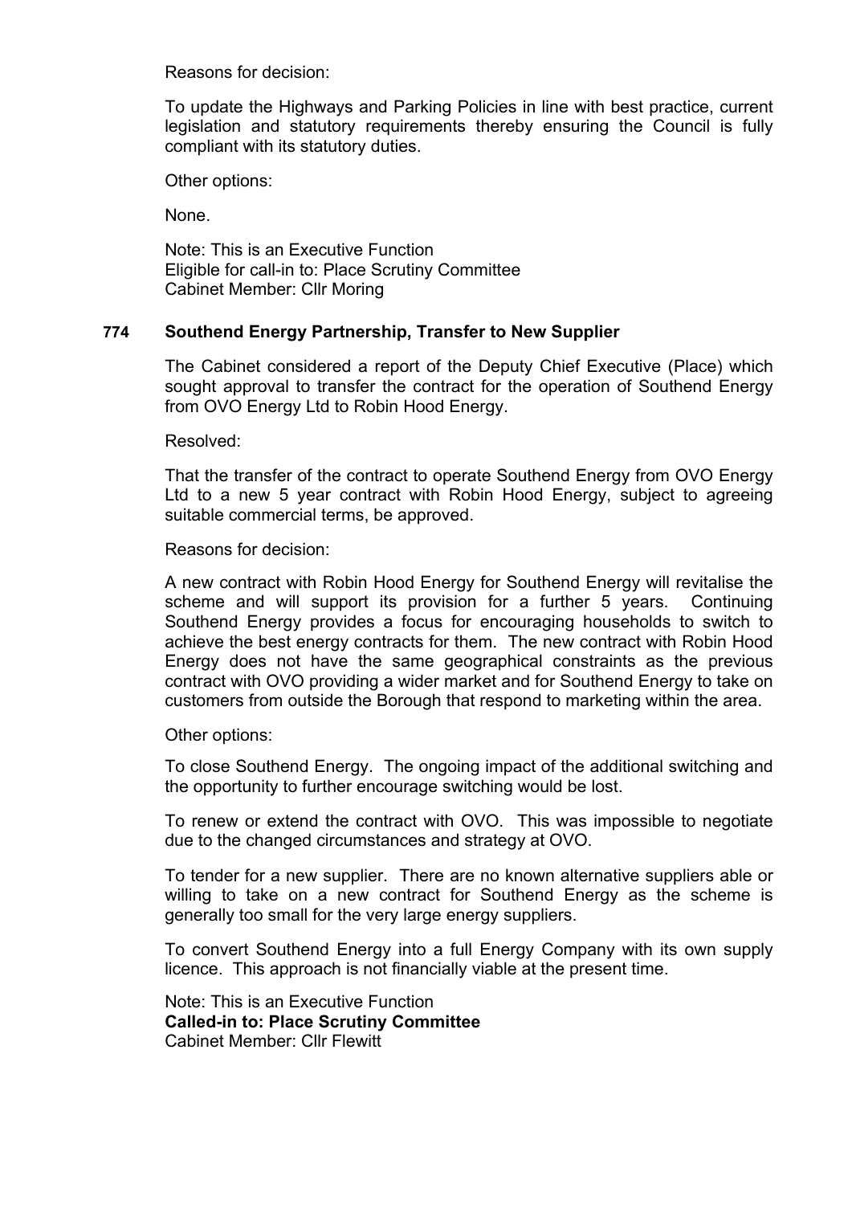Reasons for decision:

To update the Highways and Parking Policies in line with best practice, current legislation and statutory requirements thereby ensuring the Council is fully compliant with its statutory duties.

Other options:

None.

Note: This is an Executive Function
Eligible for call-in to: Place Scrutiny Committee
Cabinet Member: Cllr Moring

## 774 Southend Energy Partnership, Transfer to New Supplier

The Cabinet considered a report of the Deputy Chief Executive (Place) which sought approval to transfer the contract for the operation of Southend Energy from OVO Energy Ltd to Robin Hood Energy.

Resolved:

That the transfer of the contract to operate Southend Energy from OVO Energy Ltd to a new 5 year contract with Robin Hood Energy, subject to agreeing suitable commercial terms, be approved.

Reasons for decision:

A new contract with Robin Hood Energy for Southend Energy will revitalise the scheme and will support its provision for a further 5 years. Continuing Southend Energy provides a focus for encouraging households to switch to achieve the best energy contracts for them. The new contract with Robin Hood Energy does not have the same geographical constraints as the previous contract with OVO providing a wider market and for Southend Energy to take on customers from outside the Borough that respond to marketing within the area.

Other options:

To close Southend Energy. The ongoing impact of the additional switching and the opportunity to further encourage switching would be lost.

To renew or extend the contract with OVO. This was impossible to negotiate due to the changed circumstances and strategy at OVO.

To tender for a new supplier. There are no known alternative suppliers able or willing to take on a new contract for Southend Energy as the scheme is generally too small for the very large energy suppliers.

To convert Southend Energy into a full Energy Company with its own supply licence. This approach is not financially viable at the present time.

Note: This is an Executive Function
**Called-in to: Place Scrutiny Committee**
Cabinet Member: Cllr Flewitt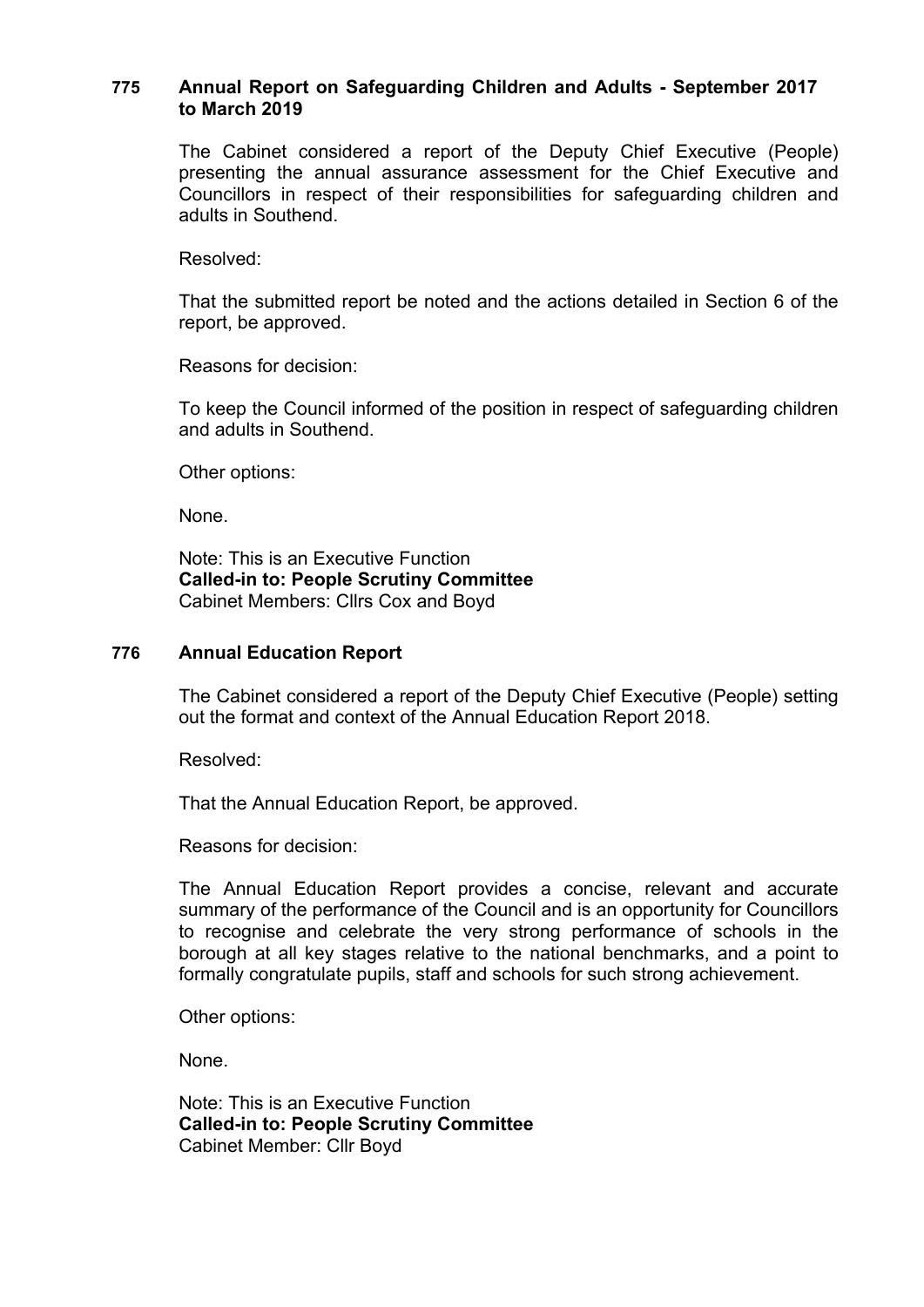## 775 Annual Report on Safeguarding Children and Adults - September 2017 to March 2019

The Cabinet considered a report of the Deputy Chief Executive (People) presenting the annual assurance assessment for the Chief Executive and Councillors in respect of their responsibilities for safeguarding children and adults in Southend.

Resolved:

That the submitted report be noted and the actions detailed in Section 6 of the report, be approved.

Reasons for decision:

To keep the Council informed of the position in respect of safeguarding children and adults in Southend.

Other options:

None.

Note: This is an Executive Function
**Called-in to: People Scrutiny Committee**
Cabinet Members: Cllrs Cox and Boyd

## 776 Annual Education Report

The Cabinet considered a report of the Deputy Chief Executive (People) setting out the format and context of the Annual Education Report 2018.

Resolved:

That the Annual Education Report, be approved.

Reasons for decision:

The Annual Education Report provides a concise, relevant and accurate summary of the performance of the Council and is an opportunity for Councillors to recognise and celebrate the very strong performance of schools in the borough at all key stages relative to the national benchmarks, and a point to formally congratulate pupils, staff and schools for such strong achievement.

Other options:

None.

Note: This is an Executive Function
**Called-in to: People Scrutiny Committee**
Cabinet Member: Cllr Boyd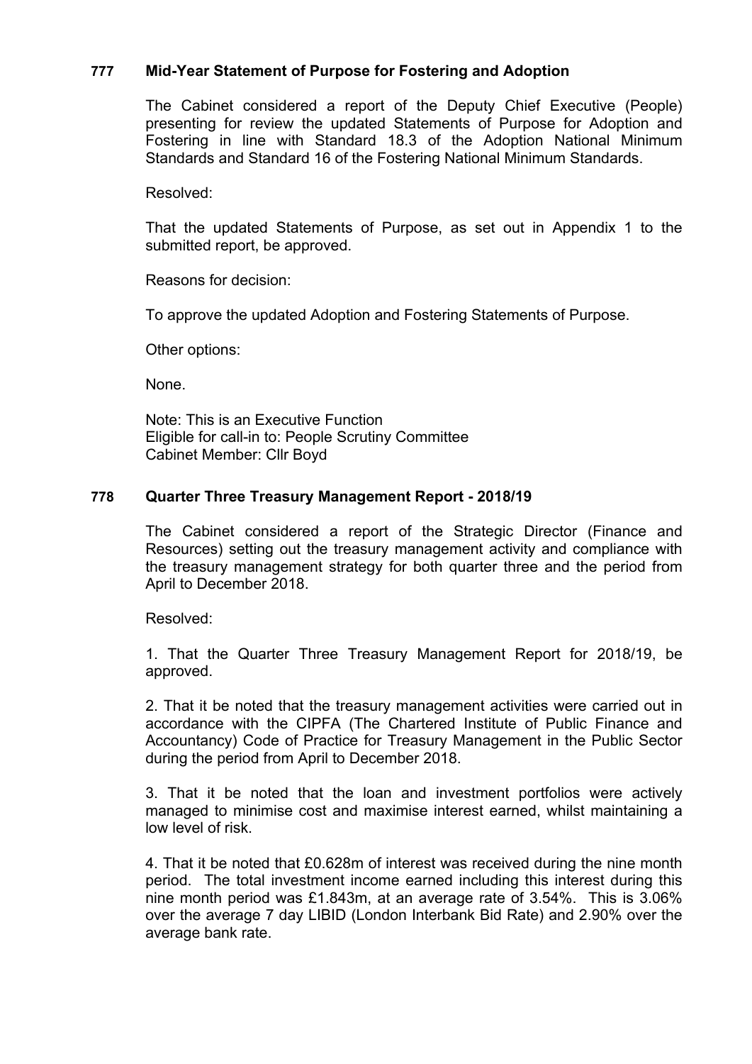## 777 Mid-Year Statement of Purpose for Fostering and Adoption

The Cabinet considered a report of the Deputy Chief Executive (People) presenting for review the updated Statements of Purpose for Adoption and Fostering in line with Standard 18.3 of the Adoption National Minimum Standards and Standard 16 of the Fostering National Minimum Standards.

Resolved:

That the updated Statements of Purpose, as set out in Appendix 1 to the submitted report, be approved.

Reasons for decision:

To approve the updated Adoption and Fostering Statements of Purpose.

Other options:

None.

Note: This is an Executive Function
Eligible for call-in to: People Scrutiny Committee
Cabinet Member: Cllr Boyd

## 778 Quarter Three Treasury Management Report - 2018/19

The Cabinet considered a report of the Strategic Director (Finance and Resources) setting out the treasury management activity and compliance with the treasury management strategy for both quarter three and the period from April to December 2018.

Resolved:

1. That the Quarter Three Treasury Management Report for 2018/19, be approved.

2. That it be noted that the treasury management activities were carried out in accordance with the CIPFA (The Chartered Institute of Public Finance and Accountancy) Code of Practice for Treasury Management in the Public Sector during the period from April to December 2018.

3. That it be noted that the loan and investment portfolios were actively managed to minimise cost and maximise interest earned, whilst maintaining a low level of risk.

4. That it be noted that £0.628m of interest was received during the nine month period. The total investment income earned including this interest during this nine month period was £1.843m, at an average rate of 3.54%. This is 3.06% over the average 7 day LIBID (London Interbank Bid Rate) and 2.90% over the average bank rate.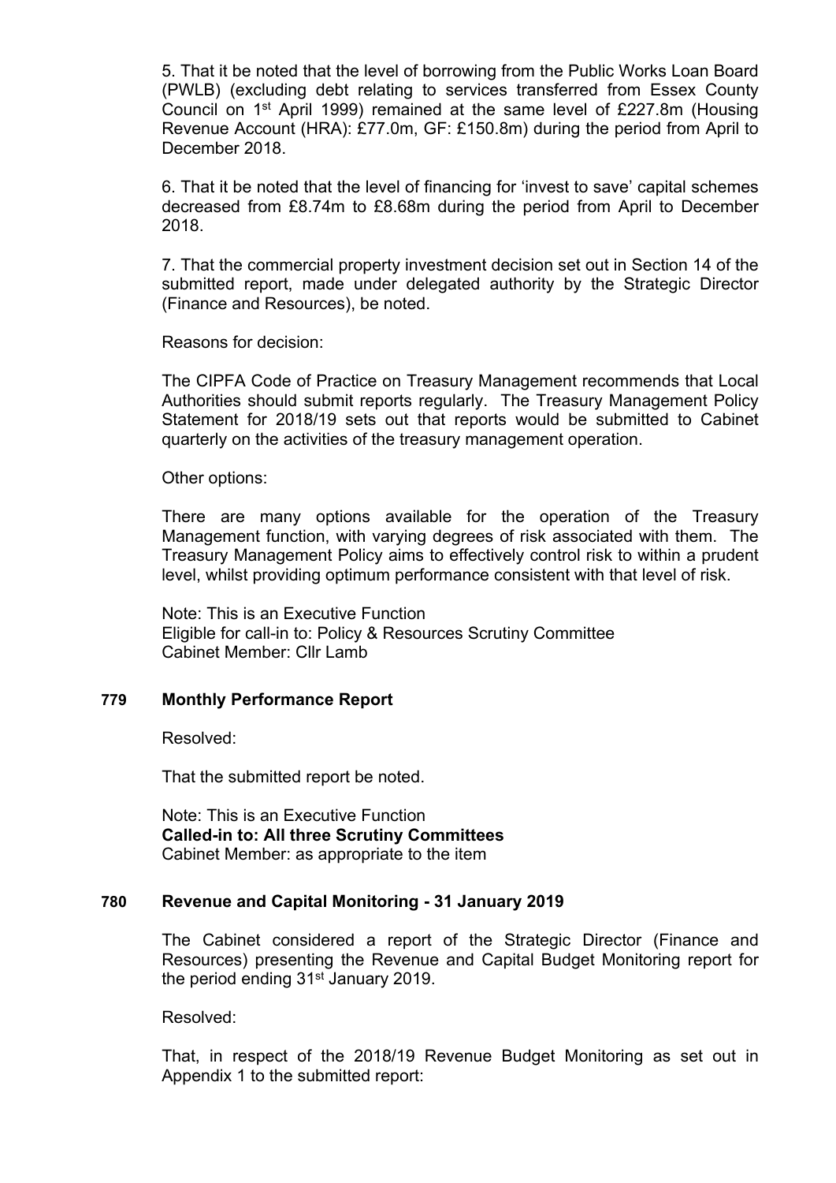5. That it be noted that the level of borrowing from the Public Works Loan Board (PWLB) (excluding debt relating to services transferred from Essex County Council on 1st April 1999) remained at the same level of £227.8m (Housing Revenue Account (HRA): £77.0m, GF: £150.8m) during the period from April to December 2018.

6. That it be noted that the level of financing for 'invest to save' capital schemes decreased from £8.74m to £8.68m during the period from April to December 2018.

7. That the commercial property investment decision set out in Section 14 of the submitted report, made under delegated authority by the Strategic Director (Finance and Resources), be noted.

Reasons for decision:

The CIPFA Code of Practice on Treasury Management recommends that Local Authorities should submit reports regularly. The Treasury Management Policy Statement for 2018/19 sets out that reports would be submitted to Cabinet quarterly on the activities of the treasury management operation.

Other options:

There are many options available for the operation of the Treasury Management function, with varying degrees of risk associated with them. The Treasury Management Policy aims to effectively control risk to within a prudent level, whilst providing optimum performance consistent with that level of risk.

Note: This is an Executive Function
Eligible for call-in to: Policy & Resources Scrutiny Committee
Cabinet Member: Cllr Lamb

### 779 Monthly Performance Report

Resolved:

That the submitted report be noted.

Note: This is an Executive Function
**Called-in to: All three Scrutiny Committees**
Cabinet Member: as appropriate to the item

### 780 Revenue and Capital Monitoring - 31 January 2019

The Cabinet considered a report of the Strategic Director (Finance and Resources) presenting the Revenue and Capital Budget Monitoring report for the period ending 31st January 2019.

Resolved:

That, in respect of the 2018/19 Revenue Budget Monitoring as set out in Appendix 1 to the submitted report: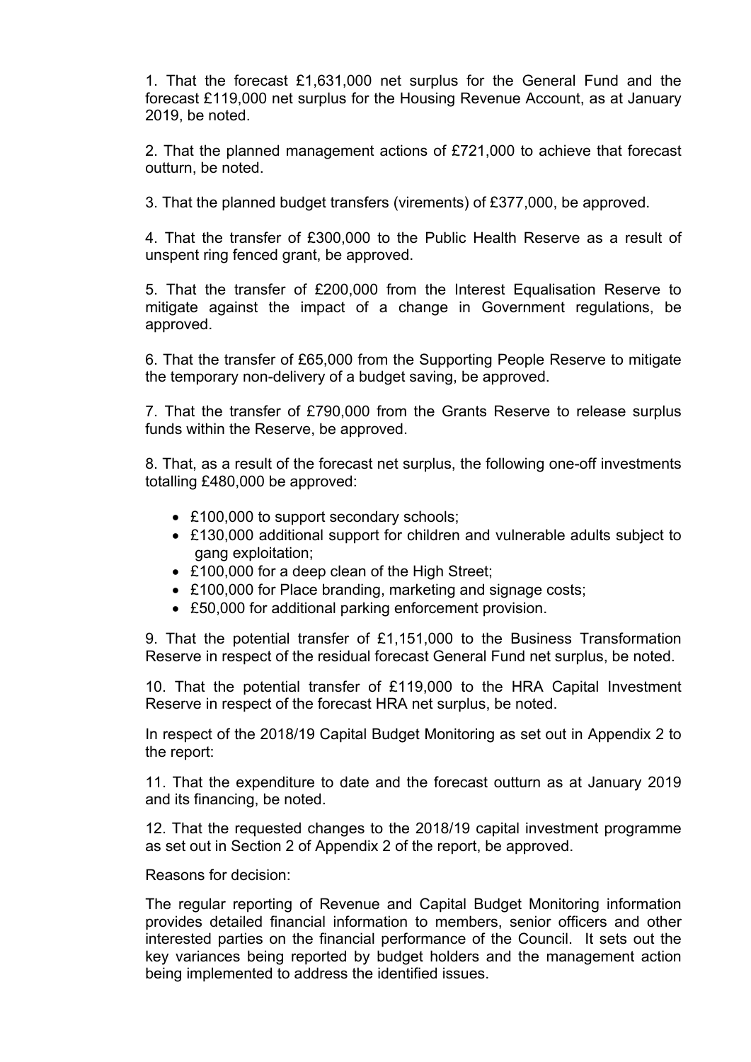1. That the forecast £1,631,000 net surplus for the General Fund and the forecast £119,000 net surplus for the Housing Revenue Account, as at January 2019, be noted.

2. That the planned management actions of £721,000 to achieve that forecast outturn, be noted.

3. That the planned budget transfers (virements) of £377,000, be approved.

4. That the transfer of £300,000 to the Public Health Reserve as a result of unspent ring fenced grant, be approved.

5. That the transfer of £200,000 from the Interest Equalisation Reserve to mitigate against the impact of a change in Government regulations, be approved.

6. That the transfer of £65,000 from the Supporting People Reserve to mitigate the temporary non-delivery of a budget saving, be approved.

7. That the transfer of £790,000 from the Grants Reserve to release surplus funds within the Reserve, be approved.

8. That, as a result of the forecast net surplus, the following one-off investments totalling £480,000 be approved:

- £100,000 to support secondary schools;
- £130,000 additional support for children and vulnerable adults subject to gang exploitation;
- £100,000 for a deep clean of the High Street;
- £100,000 for Place branding, marketing and signage costs;
- £50,000 for additional parking enforcement provision.

9. That the potential transfer of £1,151,000 to the Business Transformation Reserve in respect of the residual forecast General Fund net surplus, be noted.

10. That the potential transfer of £119,000 to the HRA Capital Investment Reserve in respect of the forecast HRA net surplus, be noted.

In respect of the 2018/19 Capital Budget Monitoring as set out in Appendix 2 to the report:

11. That the expenditure to date and the forecast outturn as at January 2019 and its financing, be noted.

12. That the requested changes to the 2018/19 capital investment programme as set out in Section 2 of Appendix 2 of the report, be approved.

Reasons for decision:

The regular reporting of Revenue and Capital Budget Monitoring information provides detailed financial information to members, senior officers and other interested parties on the financial performance of the Council. It sets out the key variances being reported by budget holders and the management action being implemented to address the identified issues.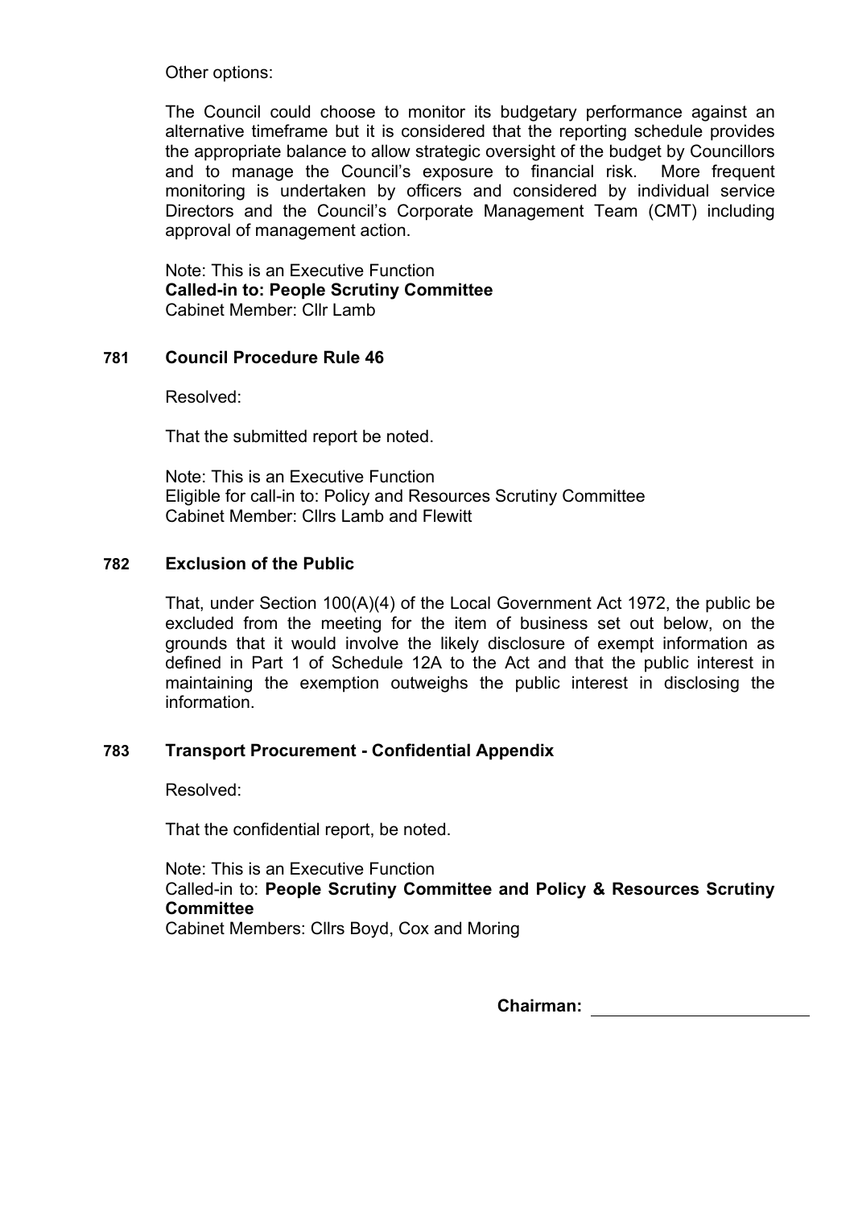Other options:

The Council could choose to monitor its budgetary performance against an alternative timeframe but it is considered that the reporting schedule provides the appropriate balance to allow strategic oversight of the budget by Councillors and to manage the Council's exposure to financial risk. More frequent monitoring is undertaken by officers and considered by individual service Directors and the Council's Corporate Management Team (CMT) including approval of management action.

Note: This is an Executive Function
**Called-in to: People Scrutiny Committee**
Cabinet Member: Cllr Lamb

## 781 Council Procedure Rule 46

Resolved:

That the submitted report be noted.

Note: This is an Executive Function
Eligible for call-in to: Policy and Resources Scrutiny Committee
Cabinet Member: Cllrs Lamb and Flewitt

## 782 Exclusion of the Public

That, under Section 100(A)(4) of the Local Government Act 1972, the public be excluded from the meeting for the item of business set out below, on the grounds that it would involve the likely disclosure of exempt information as defined in Part 1 of Schedule 12A to the Act and that the public interest in maintaining the exemption outweighs the public interest in disclosing the information.

## 783 Transport Procurement - Confidential Appendix

Resolved:

That the confidential report, be noted.

Note: This is an Executive Function
Called-in to: **People Scrutiny Committee and Policy & Resources Scrutiny Committee**
Cabinet Members: Cllrs Boyd, Cox and Moring

**Chairman:** ______________________